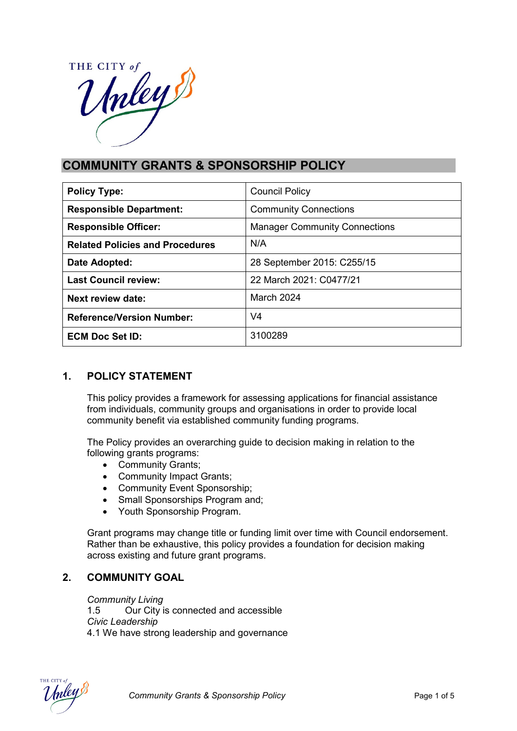# COMMUNITY GRANTS & SPONSORSHIP POLICY

| Policy Type: | Council Policy |
|---|---|
| Responsible Department: | Community Connections |
| Responsible Officer: | Manager Community Connections |
| Related Policies and Procedures | N/A |
| Date Adopted: | 28 September 2015: C255/15 |
| Last Council review: | 22 March 2021: C0477/21 |
| Next review date: | March 2024 |
| Reference/Version Number: | V4 |
| ECM Doc Set ID: | 3100289 |

## 1. POLICY STATEMENT

This policy provides a framework for assessing applications for financial assistance from individuals, community groups and organisations in order to provide local community benefit via established community funding programs.

The Policy provides an overarching guide to decision making in relation to the following grants programs:

- Community Grants;
- Community Impact Grants;
- Community Event Sponsorship;
- Small Sponsorships Program and;
- Youth Sponsorship Program.

Grant programs may change title or funding limit over time with Council endorsement. Rather than be exhaustive, this policy provides a foundation for decision making across existing and future grant programs.

## 2. COMMUNITY GOAL

*Community Living*
1.5 Our City is connected and accessible
*Civic Leadership*
4.1 We have strong leadership and governance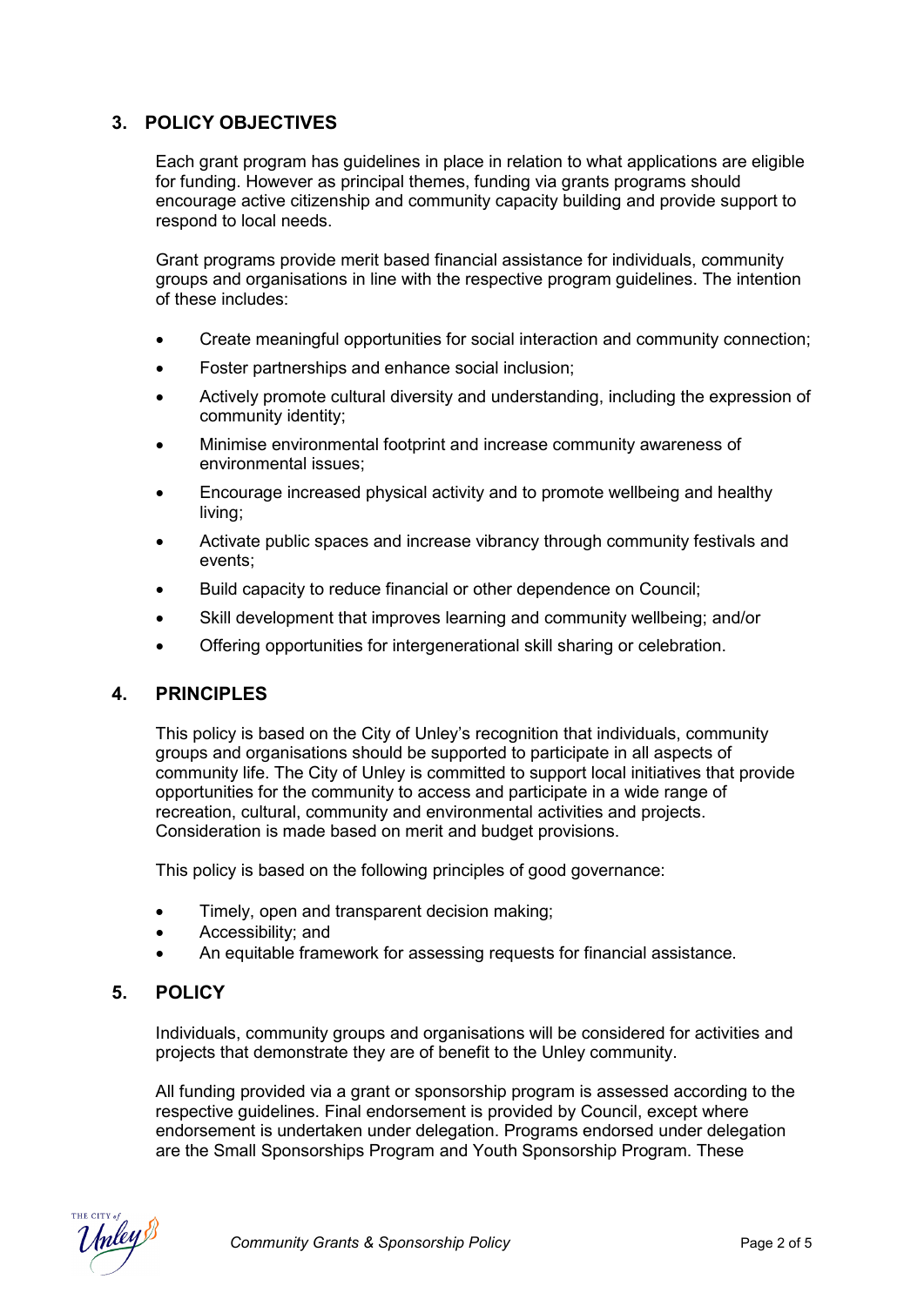## 3. POLICY OBJECTIVES

Each grant program has guidelines in place in relation to what applications are eligible for funding. However as principal themes, funding via grants programs should encourage active citizenship and community capacity building and provide support to respond to local needs.

Grant programs provide merit based financial assistance for individuals, community groups and organisations in line with the respective program guidelines. The intention of these includes:

- Create meaningful opportunities for social interaction and community connection;
- Foster partnerships and enhance social inclusion;
- Actively promote cultural diversity and understanding, including the expression of community identity;
- Minimise environmental footprint and increase community awareness of environmental issues;
- Encourage increased physical activity and to promote wellbeing and healthy living;
- Activate public spaces and increase vibrancy through community festivals and events;
- Build capacity to reduce financial or other dependence on Council;
- Skill development that improves learning and community wellbeing; and/or
- Offering opportunities for intergenerational skill sharing or celebration.

## 4. PRINCIPLES

This policy is based on the City of Unley's recognition that individuals, community groups and organisations should be supported to participate in all aspects of community life. The City of Unley is committed to support local initiatives that provide opportunities for the community to access and participate in a wide range of recreation, cultural, community and environmental activities and projects. Consideration is made based on merit and budget provisions.

This policy is based on the following principles of good governance:

- Timely, open and transparent decision making;
- Accessibility; and
- An equitable framework for assessing requests for financial assistance.

## 5. POLICY

Individuals, community groups and organisations will be considered for activities and projects that demonstrate they are of benefit to the Unley community.

All funding provided via a grant or sponsorship program is assessed according to the respective guidelines. Final endorsement is provided by Council, except where endorsement is undertaken under delegation. Programs endorsed under delegation are the Small Sponsorships Program and Youth Sponsorship Program. These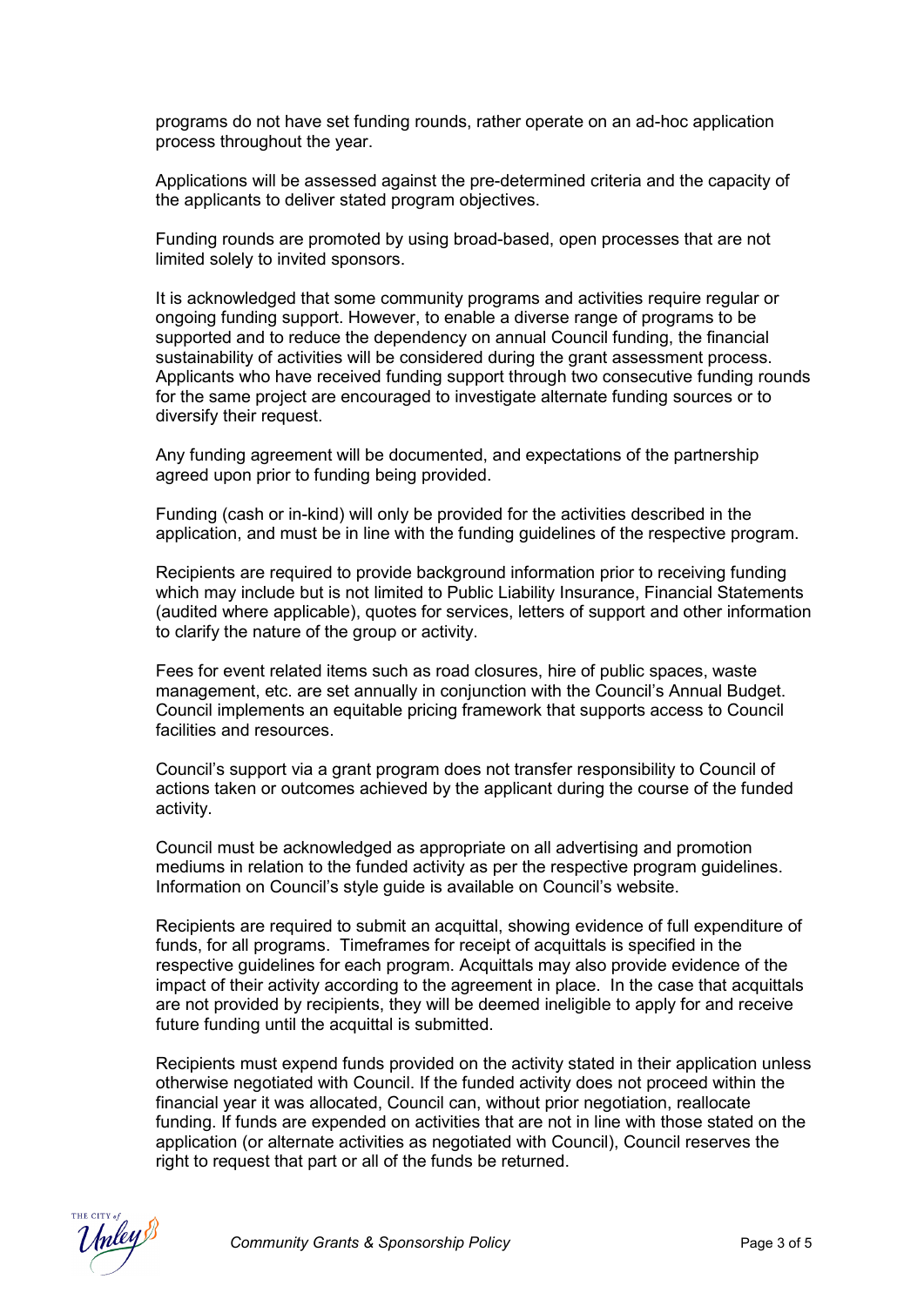programs do not have set funding rounds, rather operate on an ad-hoc application process throughout the year.

Applications will be assessed against the pre-determined criteria and the capacity of the applicants to deliver stated program objectives.

Funding rounds are promoted by using broad-based, open processes that are not limited solely to invited sponsors.

It is acknowledged that some community programs and activities require regular or ongoing funding support. However, to enable a diverse range of programs to be supported and to reduce the dependency on annual Council funding, the financial sustainability of activities will be considered during the grant assessment process. Applicants who have received funding support through two consecutive funding rounds for the same project are encouraged to investigate alternate funding sources or to diversify their request.

Any funding agreement will be documented, and expectations of the partnership agreed upon prior to funding being provided.

Funding (cash or in-kind) will only be provided for the activities described in the application, and must be in line with the funding guidelines of the respective program.

Recipients are required to provide background information prior to receiving funding which may include but is not limited to Public Liability Insurance, Financial Statements (audited where applicable), quotes for services, letters of support and other information to clarify the nature of the group or activity.

Fees for event related items such as road closures, hire of public spaces, waste management, etc. are set annually in conjunction with the Council's Annual Budget. Council implements an equitable pricing framework that supports access to Council facilities and resources.

Council's support via a grant program does not transfer responsibility to Council of actions taken or outcomes achieved by the applicant during the course of the funded activity.

Council must be acknowledged as appropriate on all advertising and promotion mediums in relation to the funded activity as per the respective program guidelines. Information on Council's style guide is available on Council's website.

Recipients are required to submit an acquittal, showing evidence of full expenditure of funds, for all programs. Timeframes for receipt of acquittals is specified in the respective guidelines for each program. Acquittals may also provide evidence of the impact of their activity according to the agreement in place. In the case that acquittals are not provided by recipients, they will be deemed ineligible to apply for and receive future funding until the acquittal is submitted.

Recipients must expend funds provided on the activity stated in their application unless otherwise negotiated with Council. If the funded activity does not proceed within the financial year it was allocated, Council can, without prior negotiation, reallocate funding. If funds are expended on activities that are not in line with those stated on the application (or alternate activities as negotiated with Council), Council reserves the right to request that part or all of the funds be returned.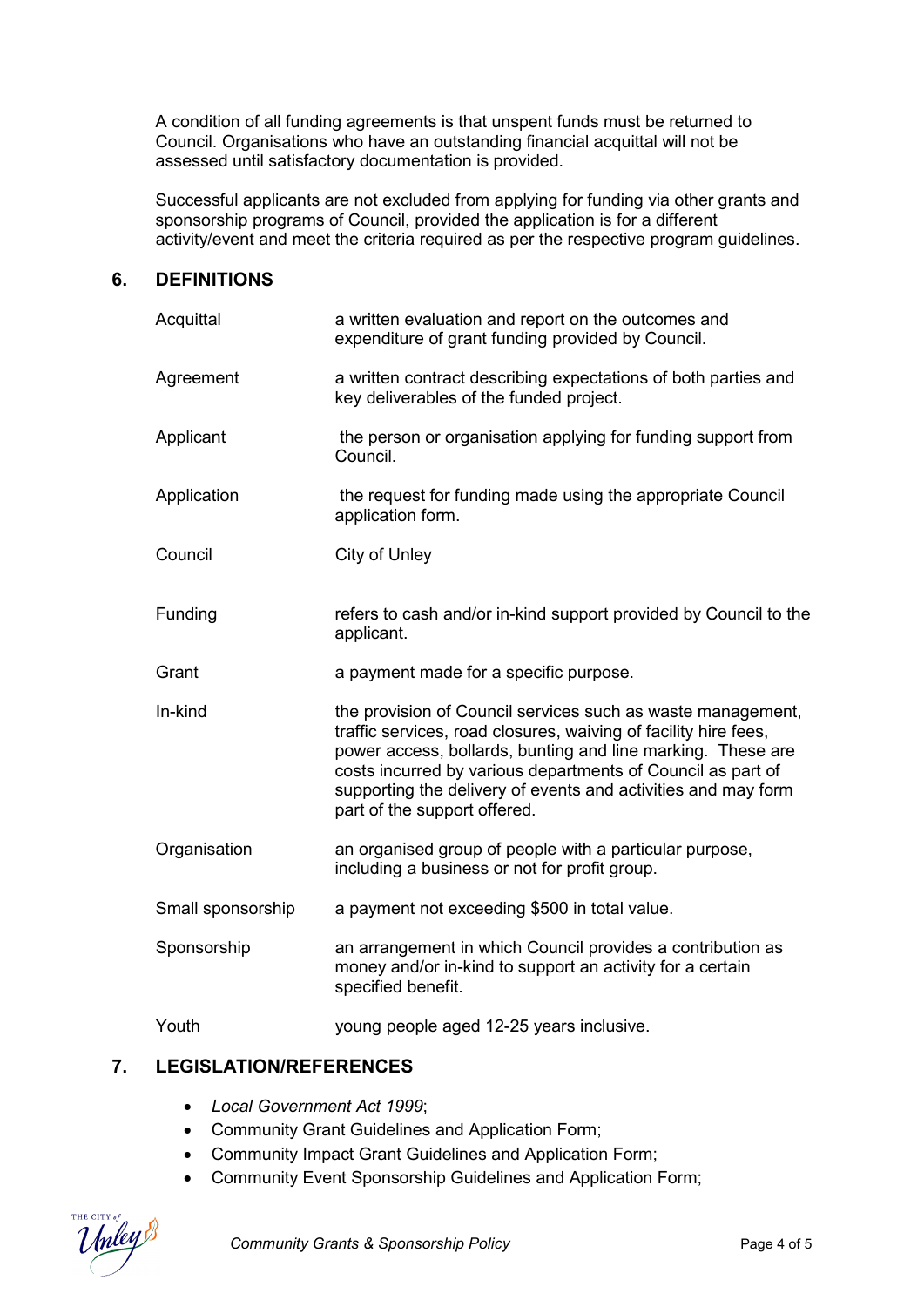A condition of all funding agreements is that unspent funds must be returned to Council. Organisations who have an outstanding financial acquittal will not be assessed until satisfactory documentation is provided.

Successful applicants are not excluded from applying for funding via other grants and sponsorship programs of Council, provided the application is for a different activity/event and meet the criteria required as per the respective program guidelines.

## 6. DEFINITIONS

| | |
|---|---|
| Acquittal | a written evaluation and report on the outcomes and expenditure of grant funding provided by Council. |
| Agreement | a written contract describing expectations of both parties and key deliverables of the funded project. |
| Applicant | the person or organisation applying for funding support from Council. |
| Application | the request for funding made using the appropriate Council application form. |
| Council | City of Unley |
| Funding | refers to cash and/or in-kind support provided by Council to the applicant. |
| Grant | a payment made for a specific purpose. |
| In-kind | the provision of Council services such as waste management, traffic services, road closures, waiving of facility hire fees, power access, bollards, bunting and line marking. These are costs incurred by various departments of Council as part of supporting the delivery of events and activities and may form part of the support offered. |
| Organisation | an organised group of people with a particular purpose, including a business or not for profit group. |
| Small sponsorship | a payment not exceeding $500 in total value. |
| Sponsorship | an arrangement in which Council provides a contribution as money and/or in-kind to support an activity for a certain specified benefit. |
| Youth | young people aged 12-25 years inclusive. |

## 7. LEGISLATION/REFERENCES

- *Local Government Act 1999*;
- Community Grant Guidelines and Application Form;
- Community Impact Grant Guidelines and Application Form;
- Community Event Sponsorship Guidelines and Application Form;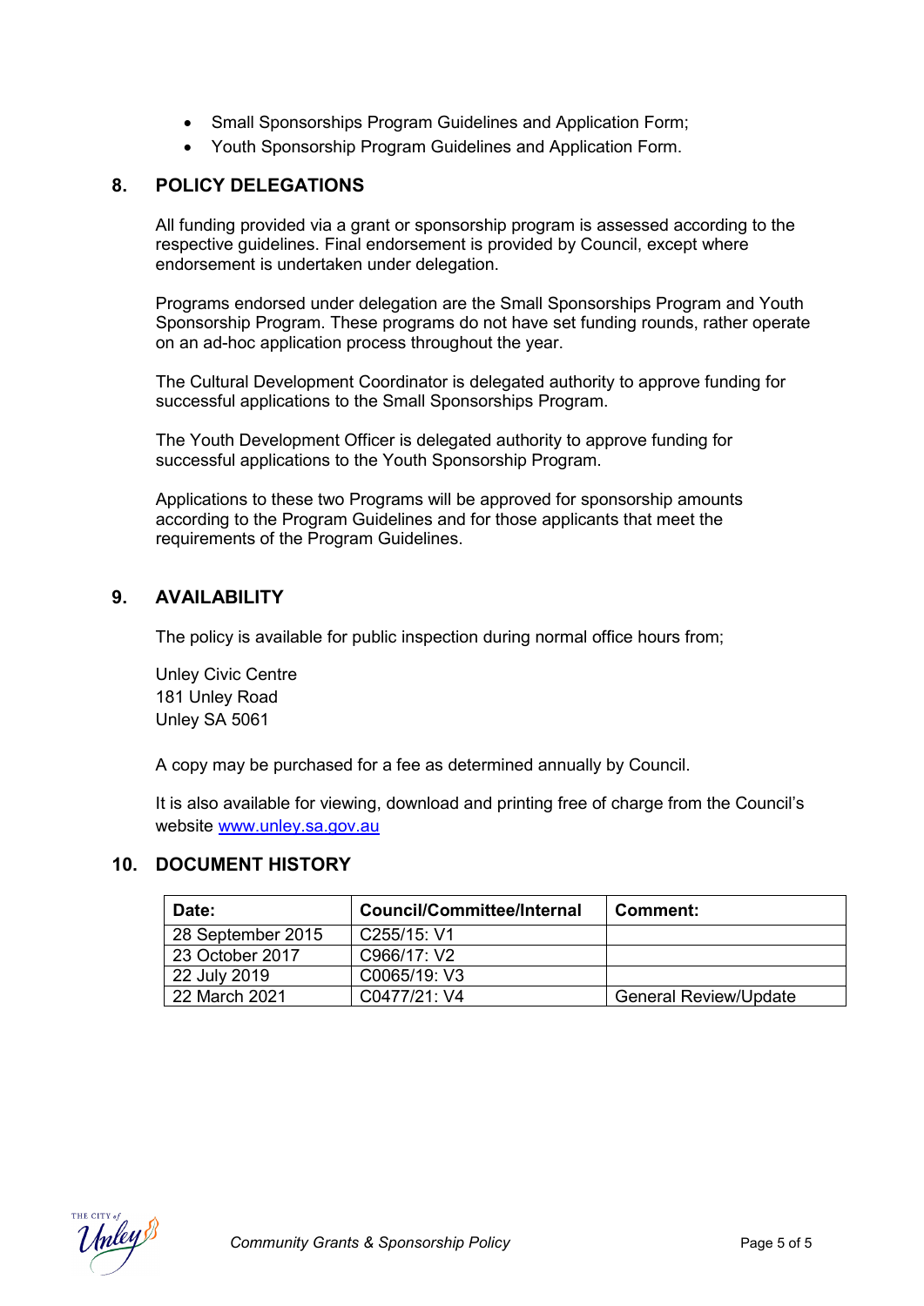- Small Sponsorships Program Guidelines and Application Form;
- Youth Sponsorship Program Guidelines and Application Form.

## 8. POLICY DELEGATIONS

All funding provided via a grant or sponsorship program is assessed according to the respective guidelines. Final endorsement is provided by Council, except where endorsement is undertaken under delegation.

Programs endorsed under delegation are the Small Sponsorships Program and Youth Sponsorship Program. These programs do not have set funding rounds, rather operate on an ad-hoc application process throughout the year.

The Cultural Development Coordinator is delegated authority to approve funding for successful applications to the Small Sponsorships Program.

The Youth Development Officer is delegated authority to approve funding for successful applications to the Youth Sponsorship Program.

Applications to these two Programs will be approved for sponsorship amounts according to the Program Guidelines and for those applicants that meet the requirements of the Program Guidelines.

## 9. AVAILABILITY

The policy is available for public inspection during normal office hours from;

Unley Civic Centre
181 Unley Road
Unley SA 5061

A copy may be purchased for a fee as determined annually by Council.

It is also available for viewing, download and printing free of charge from the Council's website www.unley.sa.gov.au

## 10. DOCUMENT HISTORY

| Date: | Council/Committee/Internal | Comment: |
| --- | --- | --- |
| 28 September 2015 | C255/15: V1 | |
| 23 October 2017 | C966/17: V2 | |
| 22 July 2019 | C0065/19: V3 | |
| 22 March 2021 | C0477/21: V4 | General Review/Update |